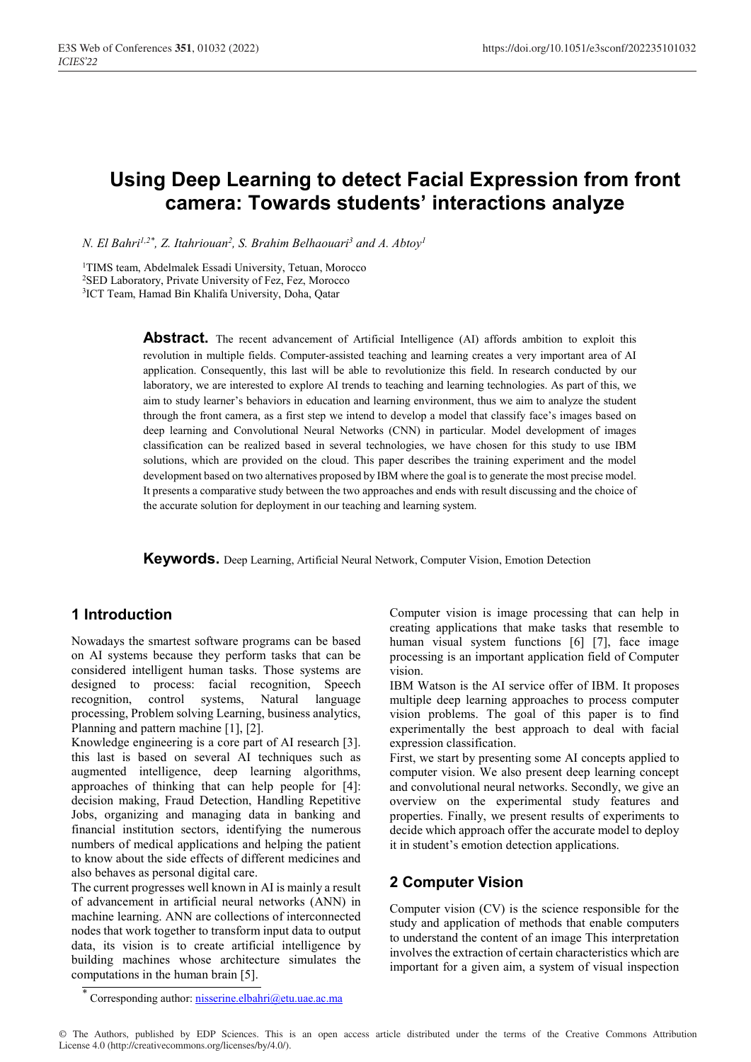# Using Deep Learning to detect Facial Expression from front camera: Towards students' interactions analyze

*N. El Bahri[1,2*], Z. Itahriouan[2], S. Brahim Belhaouari[3] and A. Abtoy[1]*

[1]TIMS team, Abdelmalek Essadi University, Tetuan, Morocco
[2]SED Laboratory, Private University of Fez, Fez, Morocco
[3]ICT Team, Hamad Bin Khalifa University, Doha, Qatar

**Abstract.** The recent advancement of Artificial Intelligence (AI) affords ambition to exploit this revolution in multiple fields. Computer-assisted teaching and learning creates a very important area of AI application. Consequently, this last will be able to revolutionize this field. In research conducted by our laboratory, we are interested to explore AI trends to teaching and learning technologies. As part of this, we aim to study learner's behaviors in education and learning environment, thus we aim to analyze the student through the front camera, as a first step we intend to develop a model that classify face's images based on deep learning and Convolutional Neural Networks (CNN) in particular. Model development of images classification can be realized based in several technologies, we have chosen for this study to use IBM solutions, which are provided on the cloud. This paper describes the training experiment and the model development based on two alternatives proposed by IBM where the goal is to generate the most precise model. It presents a comparative study between the two approaches and ends with result discussing and the choice of the accurate solution for deployment in our teaching and learning system.

**Keywords.** Deep Learning, Artificial Neural Network, Computer Vision, Emotion Detection

## 1 Introduction

Nowadays the smartest software programs can be based on AI systems because they perform tasks that can be considered intelligent human tasks. Those systems are designed to process: facial recognition, Speech recognition, control systems, Natural language processing, Problem solving Learning, business analytics, Planning and pattern machine [1], [2].

Knowledge engineering is a core part of AI research [3]. this last is based on several AI techniques such as augmented intelligence, deep learning algorithms, approaches of thinking that can help people for [4]: decision making, Fraud Detection, Handling Repetitive Jobs, organizing and managing data in banking and financial institution sectors, identifying the numerous numbers of medical applications and helping the patient to know about the side effects of different medicines and also behaves as personal digital care.

The current progresses well known in AI is mainly a result of advancement in artificial neural networks (ANN) in machine learning. ANN are collections of interconnected nodes that work together to transform input data to output data, its vision is to create artificial intelligence by building machines whose architecture simulates the computations in the human brain [5].

Computer vision is image processing that can help in creating applications that make tasks that resemble to human visual system functions [6] [7], face image processing is an important application field of Computer vision.

IBM Watson is the AI service offer of IBM. It proposes multiple deep learning approaches to process computer vision problems. The goal of this paper is to find experimentally the best approach to deal with facial expression classification.

First, we start by presenting some AI concepts applied to computer vision. We also present deep learning concept and convolutional neural networks. Secondly, we give an overview on the experimental study features and properties. Finally, we present results of experiments to decide which approach offer the accurate model to deploy it in student's emotion detection applications.

## 2 Computer Vision

Computer vision (CV) is the science responsible for the study and application of methods that enable computers to understand the content of an image This interpretation involves the extraction of certain characteristics which are important for a given aim, a system of visual inspection

* Corresponding author: nisserine.elbahri@etu.uae.ac.ma

© The Authors, published by EDP Sciences. This is an open access article distributed under the terms of the Creative Commons Attribution License 4.0 (http://creativecommons.org/licenses/by/4.0/).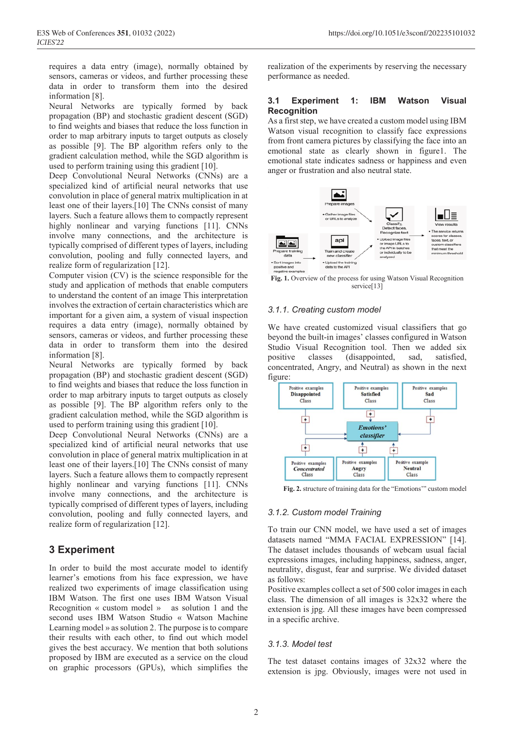requires a data entry (image), normally obtained by sensors, cameras or videos, and further processing these data in order to transform them into the desired information [8].

Neural Networks are typically formed by back propagation (BP) and stochastic gradient descent (SGD) to find weights and biases that reduce the loss function in order to map arbitrary inputs to target outputs as closely as possible [9]. The BP algorithm refers only to the gradient calculation method, while the SGD algorithm is used to perform training using this gradient [10].

Deep Convolutional Neural Networks (CNNs) are a specialized kind of artificial neural networks that use convolution in place of general matrix multiplication in at least one of their layers.[10] The CNNs consist of many layers. Such a feature allows them to compactly represent highly nonlinear and varying functions [11]. CNNs involve many connections, and the architecture is typically comprised of different types of layers, including convolution, pooling and fully connected layers, and realize form of regularization [12].

Computer vision (CV) is the science responsible for the study and application of methods that enable computers to understand the content of an image This interpretation involves the extraction of certain characteristics which are important for a given aim, a system of visual inspection requires a data entry (image), normally obtained by sensors, cameras or videos, and further processing these data in order to transform them into the desired information [8].

Neural Networks are typically formed by back propagation (BP) and stochastic gradient descent (SGD) to find weights and biases that reduce the loss function in order to map arbitrary inputs to target outputs as closely as possible [9]. The BP algorithm refers only to the gradient calculation method, while the SGD algorithm is used to perform training using this gradient [10].

Deep Convolutional Neural Networks (CNNs) are a specialized kind of artificial neural networks that use convolution in place of general matrix multiplication in at least one of their layers.[10] The CNNs consist of many layers. Such a feature allows them to compactly represent highly nonlinear and varying functions [11]. CNNs involve many connections, and the architecture is typically comprised of different types of layers, including convolution, pooling and fully connected layers, and realize form of regularization [12].

# 3 Experiment

In order to build the most accurate model to identify learner's emotions from his face expression, we have realized two experiments of image classification using IBM Watson. The first one uses IBM Watson Visual Recognition « custom model » as solution 1 and the second uses IBM Watson Studio « Watson Machine Learning model » as solution 2. The purpose is to compare their results with each other, to find out which model gives the best accuracy. We mention that both solutions proposed by IBM are executed as a service on the cloud on graphic processors (GPUs), which simplifies the realization of the experiments by reserving the necessary performance as needed.

## 3.1 Experiment 1: IBM Watson Visual Recognition

As a first step, we have created a custom model using IBM Watson visual recognition to classify face expressions from front camera pictures by classifying the face into an emotional state as clearly shown in figure1. The emotional state indicates sadness or happiness and even anger or frustration and also neutral state.

**Fig. 1.** Overview of the process for using Watson Visual Recognition service[13]

### 3.1.1. Creating custom model

We have created customized visual classifiers that go beyond the built-in images' classes configured in Watson Studio Visual Recognition tool. Then we added six positive classes (disappointed, sad, satisfied, concentrated, Angry, and Neutral) as shown in the next figure:

**Fig. 2.** structure of training data for the "Emotions'" custom model

### 3.1.2. Custom model Training

To train our CNN model, we have used a set of images datasets named "MMA FACIAL EXPRESSION" [14]. The dataset includes thousands of webcam usual facial expressions images, including happiness, sadness, anger, neutrality, disgust, fear and surprise. We divided dataset as follows:

Positive examples collect a set of 500 color images in each class. The dimension of all images is 32x32 where the extension is jpg. All these images have been compressed in a specific archive.

### 3.1.3. Model test

The test dataset contains images of 32x32 where the extension is jpg. Obviously, images were not used in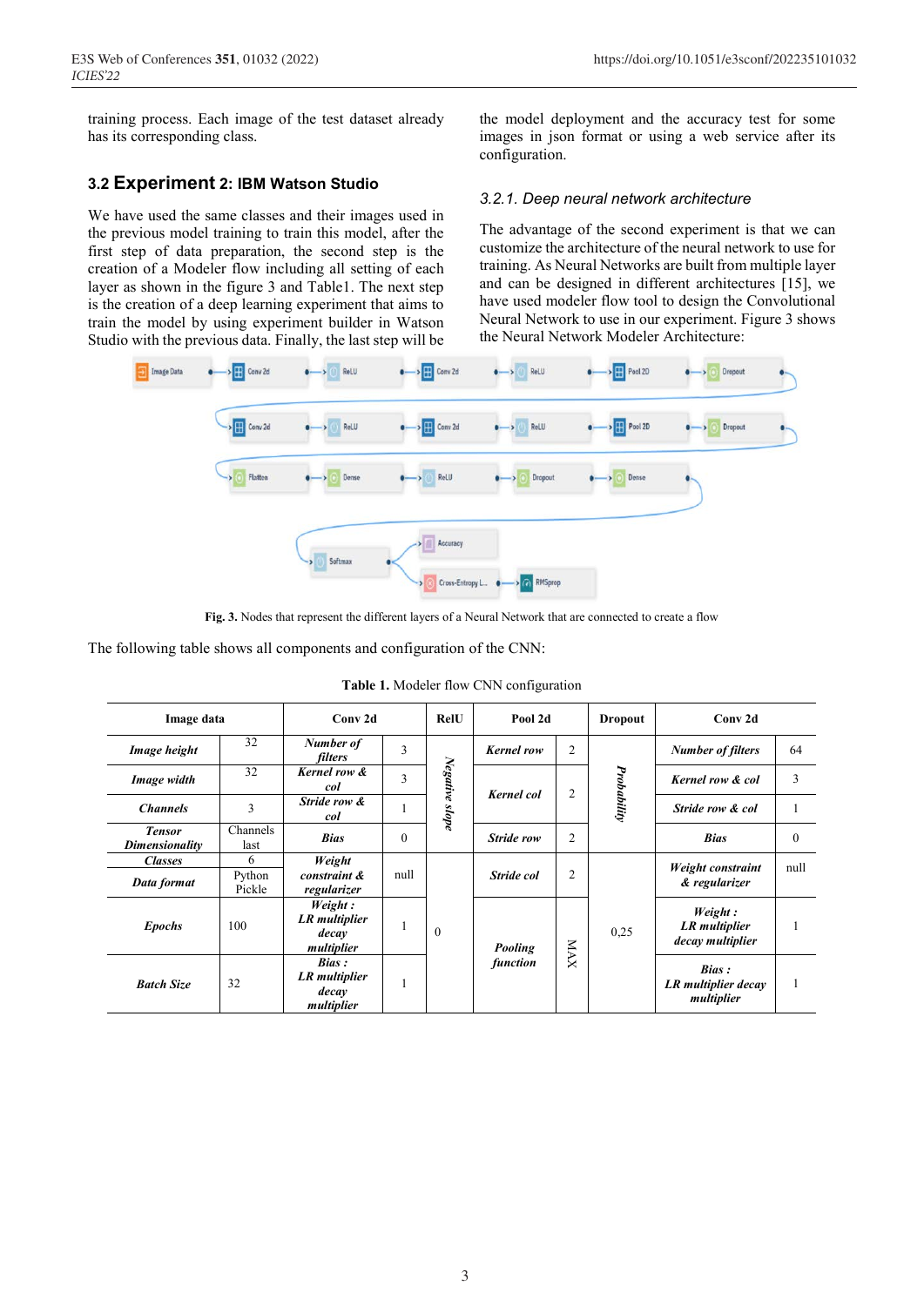training process. Each image of the test dataset already has its corresponding class.

### 3.2 Experiment 2: IBM Watson Studio

We have used the same classes and their images used in the previous model training to train this model, after the first step of data preparation, the second step is the creation of a Modeler flow including all setting of each layer as shown in the figure 3 and Table1. The next step is the creation of a deep learning experiment that aims to train the model by using experiment builder in Watson Studio with the previous data. Finally, the last step will be the model deployment and the accuracy test for some images in json format or using a web service after its configuration.

#### 3.2.1. Deep neural network architecture

The advantage of the second experiment is that we can customize the architecture of the neural network to use for training. As Neural Networks are built from multiple layer and can be designed in different architectures [15], we have used modeler flow tool to design the Convolutional Neural Network to use in our experiment. Figure 3 shows the Neural Network Modeler Architecture:

**Fig. 3.** Nodes that represent the different layers of a Neural Network that are connected to create a flow

The following table shows all components and configuration of the CNN:

**Table 1.** Modeler flow CNN configuration

| Image data | | Conv 2d | | RelU | Pool 2d | | Dropout | Conv 2d | |
|---|---|---|---|---|---|---|---|---|---|
| ***Image height*** | 32 | ***Number of filters*** | 3 | ***Negative slope*** | ***Kernel row*** | 2 | ***Probability*** | ***Number of filters*** | 64 |
| ***Image width*** | 32 | ***Kernel row & col*** | 3 | | ***Kernel col*** | 2 | | ***Kernel row & col*** | 3 |
| ***Channels*** | 3 | ***Stride row & col*** | 1 | | | | | ***Stride row & col*** | 1 |
| ***Tensor Dimensionality*** | Channels last | ***Bias*** | 0 | | ***Stride row*** | 2 | | ***Bias*** | 0 |
| ***Classes*** | 6 | ***Weight constraint & regularizer*** | null | 0 | ***Stride col*** | 2 | 0,25 | ***Weight constraint & regularizer*** | null |
| ***Data format*** | Python Pickle | | | | | | | | |
| ***Epochs*** | 100 | ***Weight : LR multiplier decay multiplier*** | 1 | | ***Pooling function*** | MAX | | ***Weight : LR multiplier decay multiplier*** | 1 |
| ***Batch Size*** | 32 | ***Bias : LR multiplier decay multiplier*** | 1 | | | | | ***Bias : LR multiplier decay multiplier*** | 1 |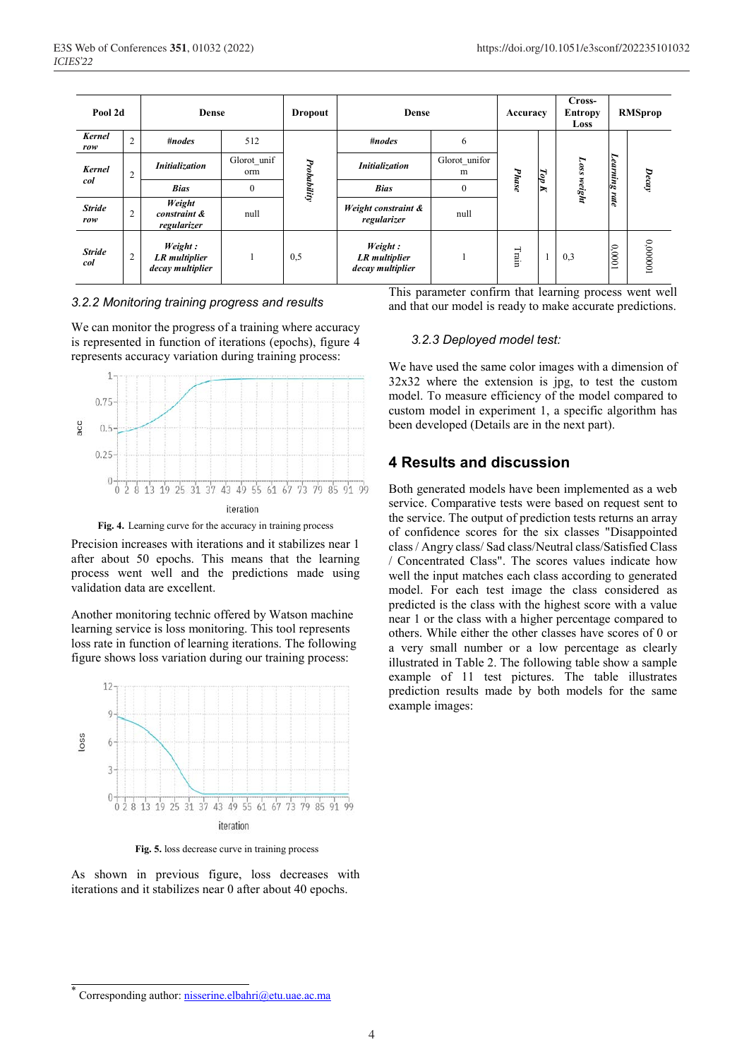| Pool 2d | | Dense | | Dropout | Dense | | Accuracy | | Cross-Entropy Loss | RMSprop | |
|---|---|---|---|---|---|---|---|---|---|---|---|
| *Kernel row* | 2 | *#nodes* | 512 | *Probability* | *#nodes* | 6 | *Phase* | *Top K* | *Loss weight* | *Learning rate* | *Decay* |
| *Kernel col* | 2 | *Initialization* | Glorot_uniform | | *Initialization* | Glorot_uniform | | | | | |
| | | *Bias* | 0 | | *Bias* | 0 | | | | | |
| *Stride row* | 2 | *Weight constraint & regularizer* | null | | *Weight constraint & regularizer* | null | | | | | |
| *Stride col* | 2 | *Weight : LR multiplier decay multiplier* | 1 | 0,5 | *Weight : LR multiplier decay multiplier* | 1 | Train | 1 | 0,3 | 0,0001 | 0,000001 |

### 3.2.2 Monitoring training progress and results

We can monitor the progress of a training where accuracy is represented in function of iterations (epochs), figure 4 represents accuracy variation during training process:

**Fig. 4.** Learning curve for the accuracy in training process

Precision increases with iterations and it stabilizes near 1 after about 50 epochs. This means that the learning process went well and the predictions made using validation data are excellent.

Another monitoring technic offered by Watson machine learning service is loss monitoring. This tool represents loss rate in function of learning iterations. The following figure shows loss variation during our training process:

**Fig. 5.** loss decrease curve in training process

As shown in previous figure, loss decreases with iterations and it stabilizes near 0 after about 40 epochs. This parameter confirm that learning process went well and that our model is ready to make accurate predictions.

### 3.2.3 Deployed model test:

We have used the same color images with a dimension of 32x32 where the extension is jpg, to test the custom model. To measure efficiency of the model compared to custom model in experiment 1, a specific algorithm has been developed (Details are in the next part).

## 4 Results and discussion

Both generated models have been implemented as a web service. Comparative tests were based on request sent to the service. The output of prediction tests returns an array of confidence scores for the six classes "Disappointed class / Angry class/ Sad class/Neutral class/Satisfied Class / Concentrated Class". The scores values indicate how well the input matches each class according to generated model. For each test image the class considered as predicted is the class with the highest score with a value near 1 or the class with a higher percentage compared to others. While either the other classes have scores of 0 or a very small number or a low percentage as clearly illustrated in Table 2. The following table show a sample example of 11 test pictures. The table illustrates prediction results made by both models for the same example images: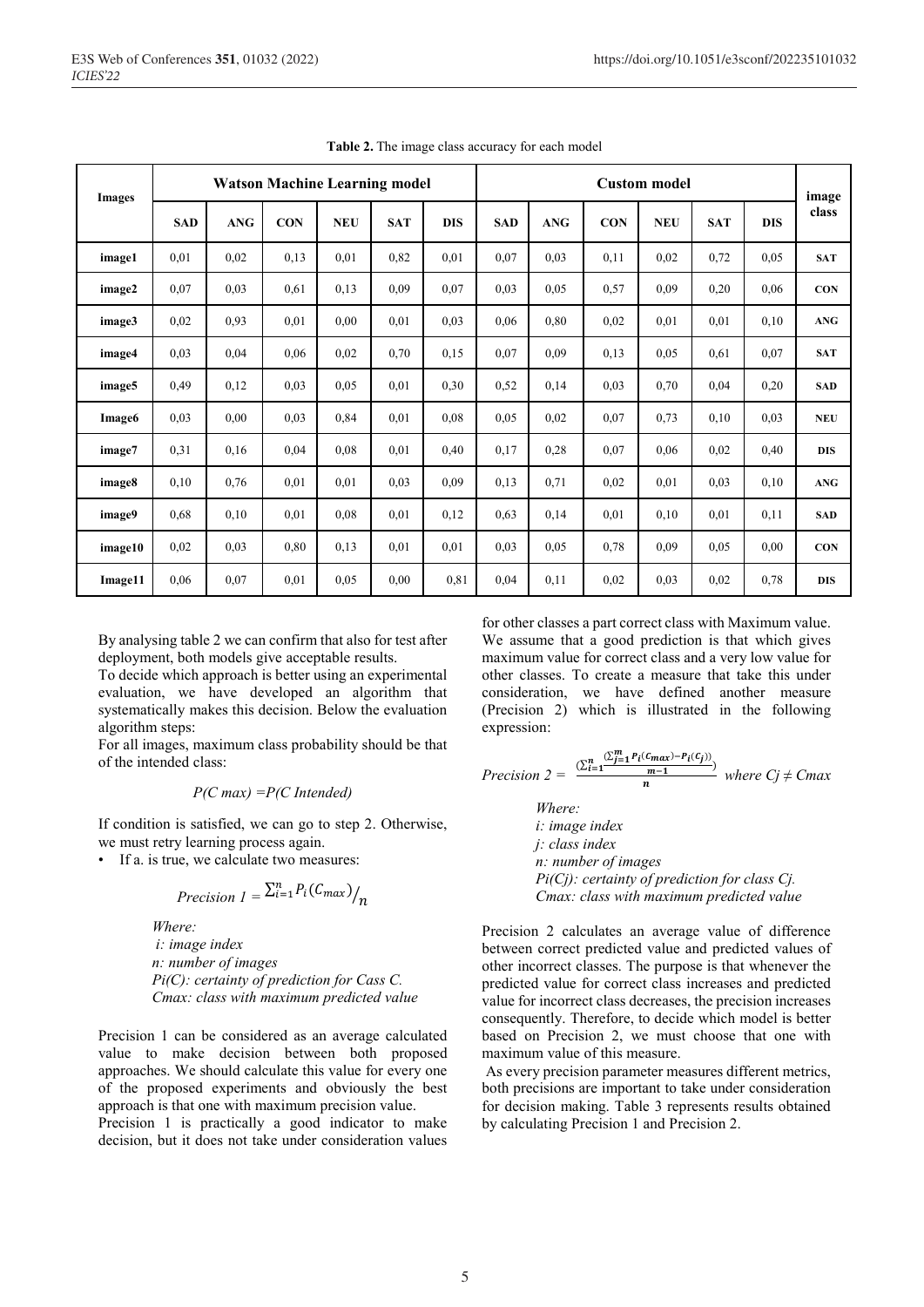**Table 2.** The image class accuracy for each model

| Images | Watson Machine Learning model | | | | | | Custom model | | | | | | image class |
|---|---|---|---|---|---|---|---|---|---|---|---|---|---|
| | **SAD** | **ANG** | **CON** | **NEU** | **SAT** | **DIS** | **SAD** | **ANG** | **CON** | **NEU** | **SAT** | **DIS** | |
| **image1** | 0,01 | 0,02 | 0,13 | 0,01 | 0,82 | 0,01 | 0,07 | 0,03 | 0,11 | 0,02 | 0,72 | 0,05 | **SAT** |
| **image2** | 0,07 | 0,03 | 0,61 | 0,13 | 0,09 | 0,07 | 0,03 | 0,05 | 0,57 | 0,09 | 0,20 | 0,06 | **CON** |
| **image3** | 0,02 | 0,93 | 0,01 | 0,00 | 0,01 | 0,03 | 0,06 | 0,80 | 0,02 | 0,01 | 0,01 | 0,10 | **ANG** |
| **image4** | 0,03 | 0,04 | 0,06 | 0,02 | 0,70 | 0,15 | 0,07 | 0,09 | 0,13 | 0,05 | 0,61 | 0,07 | **SAT** |
| **image5** | 0,49 | 0,12 | 0,03 | 0,05 | 0,01 | 0,30 | 0,52 | 0,14 | 0,03 | 0,70 | 0,04 | 0,20 | **SAD** |
| **Image6** | 0,03 | 0,00 | 0,03 | 0,84 | 0,01 | 0,08 | 0,05 | 0,02 | 0,07 | 0,73 | 0,10 | 0,03 | **NEU** |
| **image7** | 0,31 | 0,16 | 0,04 | 0,08 | 0,01 | 0,40 | 0,17 | 0,28 | 0,07 | 0,06 | 0,02 | 0,40 | **DIS** |
| **image8** | 0,10 | 0,76 | 0,01 | 0,01 | 0,03 | 0,09 | 0,13 | 0,71 | 0,02 | 0,01 | 0,03 | 0,10 | **ANG** |
| **image9** | 0,68 | 0,10 | 0,01 | 0,08 | 0,01 | 0,12 | 0,63 | 0,14 | 0,01 | 0,10 | 0,01 | 0,11 | **SAD** |
| **image10** | 0,02 | 0,03 | 0,80 | 0,13 | 0,01 | 0,01 | 0,03 | 0,05 | 0,78 | 0,09 | 0,05 | 0,00 | **CON** |
| **Image11** | 0,06 | 0,07 | 0,01 | 0,05 | 0,00 | 0,81 | 0,04 | 0,11 | 0,02 | 0,03 | 0,02 | 0,78 | **DIS** |

By analysing table 2 we can confirm that also for test after deployment, both models give acceptable results.

To decide which approach is better using an experimental evaluation, we have developed an algorithm that systematically makes this decision. Below the evaluation algorithm steps:

For all images, maximum class probability should be that of the intended class:

$$P(C\ max) = P(C\ Intended)$$

If condition is satisfied, we can go to step 2. Otherwise, we must retry learning process again.

- If a. is true, we calculate two measures:

$$Precision\ 1 = \sum_{i=1}^{n} P_i(C_{max}) / n$$

*Where:*
*i: image index*
*n: number of images*
*Pi(C): certainty of prediction for Cass C.*
*Cmax: class with maximum predicted value*

Precision 1 can be considered as an average calculated value to make decision between both proposed approaches. We should calculate this value for every one of the proposed experiments and obviously the best approach is that one with maximum precision value.

Precision 1 is practically a good indicator to make decision, but it does not take under consideration values for other classes a part correct class with Maximum value. We assume that a good prediction is that which gives maximum value for correct class and a very low value for other classes. To create a measure that take this under consideration, we have defined another measure (Precision 2) which is illustrated in the following expression:

$$Precision\ 2 = \frac{\left(\sum_{i=1}^{n} \frac{\left(\sum_{j=1}^{m} P_i(C_{max}) - P_i(C_j)\right)}{m-1}\right)}{n} \quad where\ Cj \neq Cmax$$

*Where:*
*i: image index*
*j: class index*
*n: number of images*
*Pi(Cj): certainty of prediction for class Cj.*
*Cmax: class with maximum predicted value*

Precision 2 calculates an average value of difference between correct predicted value and predicted values of other incorrect classes. The purpose is that whenever the predicted value for correct class increases and predicted value for incorrect class decreases, the precision increases consequently. Therefore, to decide which model is better based on Precision 2, we must choose that one with maximum value of this measure.

As every precision parameter measures different metrics, both precisions are important to take under consideration for decision making. Table 3 represents results obtained by calculating Precision 1 and Precision 2.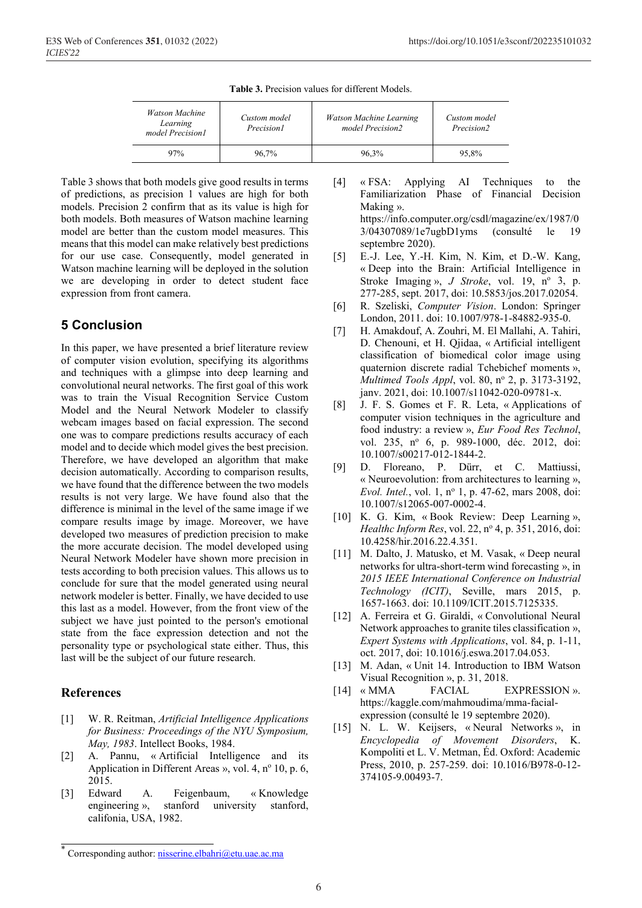**Table 3.** Precision values for different Models.

| *Watson Machine Learning model Precision1* | *Custom model Precision1* | *Watson Machine Learning model Precision2* | *Custom model Precision2* |
|---|---|---|---|
| 97% | 96,7% | 96,3% | 95,8% |

Table 3 shows that both models give good results in terms of predictions, as precision 1 values are high for both models. Precision 2 confirm that as its value is high for both models. Both measures of Watson machine learning model are better than the custom model measures. This means that this model can make relatively best predictions for our use case. Consequently, model generated in Watson machine learning will be deployed in the solution we are developing in order to detect student face expression from front camera.

## 5 Conclusion

In this paper, we have presented a brief literature review of computer vision evolution, specifying its algorithms and techniques with a glimpse into deep learning and convolutional neural networks. The first goal of this work was to train the Visual Recognition Service Custom Model and the Neural Network Modeler to classify webcam images based on facial expression. The second one was to compare predictions results accuracy of each model and to decide which model gives the best precision. Therefore, we have developed an algorithm that make decision automatically. According to comparison results, we have found that the difference between the two models results is not very large. We have found also that the difference is minimal in the level of the same image if we compare results image by image. Moreover, we have developed two measures of prediction precision to make the more accurate decision. The model developed using Neural Network Modeler have shown more precision in tests according to both precision values. This allows us to conclude for sure that the model generated using neural network modeler is better. Finally, we have decided to use this last as a model. However, from the front view of the subject we have just pointed to the person's emotional state from the face expression detection and not the personality type or psychological state either. Thus, this last will be the subject of our future research.

## References

1. W. R. Reitman, *Artificial Intelligence Applications for Business: Proceedings of the NYU Symposium, May, 1983*. Intellect Books, 1984.
2. A. Pannu, « Artificial Intelligence and its Application in Different Areas », vol. 4, nº 10, p. 6, 2015.
3. Edward A. Feigenbaum, « Knowledge engineering », stanford university stanford, califonia, USA, 1982.
4. « FSA: Applying AI Techniques to the Familiarization Phase of Financial Decision Making ». https://info.computer.org/csdl/magazine/ex/1987/03/04307089/1e7ugbD1yms (consulté le 19 septembre 2020).
5. E.-J. Lee, Y.-H. Kim, N. Kim, et D.-W. Kang, « Deep into the Brain: Artificial Intelligence in Stroke Imaging », *J Stroke*, vol. 19, nº 3, p. 277-285, sept. 2017, doi: 10.5853/jos.2017.02054.
6. R. Szeliski, *Computer Vision*. London: Springer London, 2011. doi: 10.1007/978-1-84882-935-0.
7. H. Amakdouf, A. Zouhri, M. El Mallahi, A. Tahiri, D. Chenouni, et H. Qjidaa, « Artificial intelligent classification of biomedical color image using quaternion discrete radial Tchebichef moments », *Multimed Tools Appl*, vol. 80, nº 2, p. 3173-3192, janv. 2021, doi: 10.1007/s11042-020-09781-x.
8. J. F. S. Gomes et F. R. Leta, « Applications of computer vision techniques in the agriculture and food industry: a review », *Eur Food Res Technol*, vol. 235, nº 6, p. 989-1000, déc. 2012, doi: 10.1007/s00217-012-1844-2.
9. D. Floreano, P. Dürr, et C. Mattiussi, « Neuroevolution: from architectures to learning », *Evol. Intel.*, vol. 1, nº 1, p. 47-62, mars 2008, doi: 10.1007/s12065-007-0002-4.
10. K. G. Kim, « Book Review: Deep Learning », *Healthc Inform Res*, vol. 22, nº 4, p. 351, 2016, doi: 10.4258/hir.2016.22.4.351.
11. M. Dalto, J. Matusko, et M. Vasak, « Deep neural networks for ultra-short-term wind forecasting », in *2015 IEEE International Conference on Industrial Technology (ICIT)*, Seville, mars 2015, p. 1657-1663. doi: 10.1109/ICIT.2015.7125335.
12. A. Ferreira et G. Giraldi, « Convolutional Neural Network approaches to granite tiles classification », *Expert Systems with Applications*, vol. 84, p. 1-11, oct. 2017, doi: 10.1016/j.eswa.2017.04.053.
13. M. Adan, « Unit 14. Introduction to IBM Watson Visual Recognition », p. 31, 2018.
14. « MMA FACIAL EXPRESSION ». https://kaggle.com/mahmoudima/mma-facial-expression (consulté le 19 septembre 2020).
15. N. L. W. Keijsers, « Neural Networks », in *Encyclopedia of Movement Disorders*, K. Kompoliti et L. V. Metman, Éd. Oxford: Academic Press, 2010, p. 257-259. doi: 10.1016/B978-0-12-374105-9.00493-7.

* Corresponding author: nisserine.elbahri@etu.uae.ac.ma